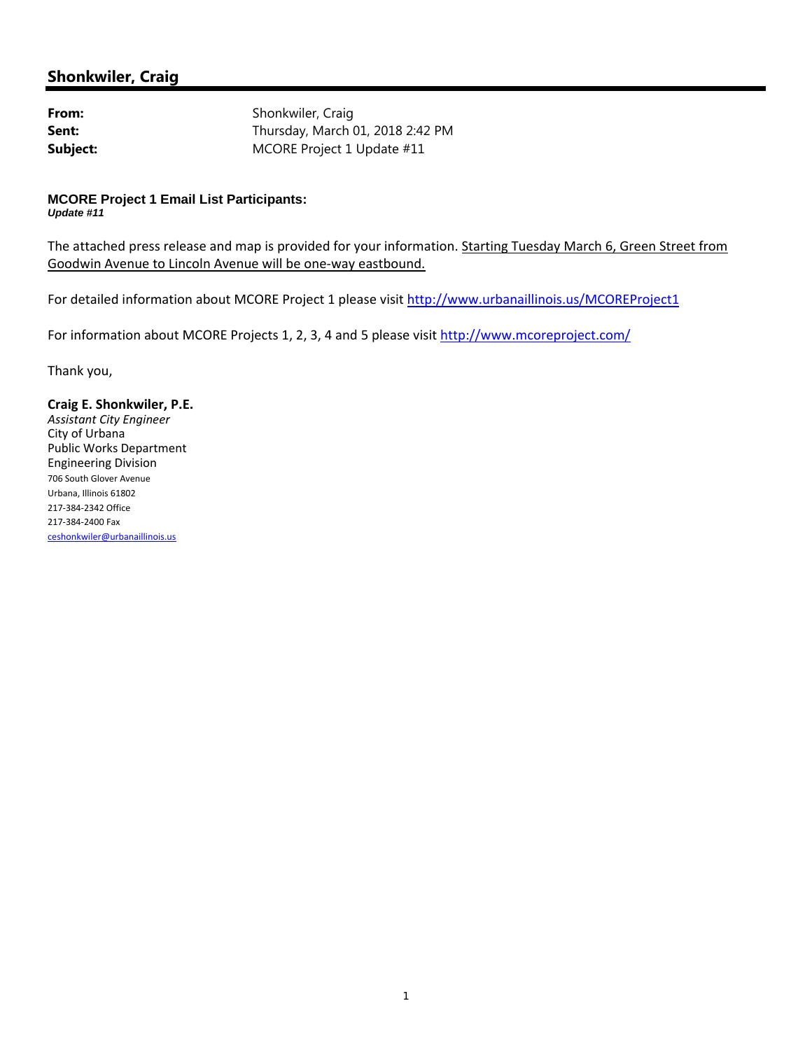## Shonkwiler, Craig

**From:** Shonkwiler, Craig
**Sent:** Thursday, March 01, 2018 2:42 PM
**Subject:** MCORE Project 1 Update #11

**MCORE Project 1 Email List Participants:**
***Update #11***

The attached press release and map is provided for your information. Starting Tuesday March 6, Green Street from Goodwin Avenue to Lincoln Avenue will be one-way eastbound.

For detailed information about MCORE Project 1 please visit http://www.urbanaillinois.us/MCOREProject1

For information about MCORE Projects 1, 2, 3, 4 and 5 please visit http://www.mcoreproject.com/

Thank you,

**Craig E. Shonkwiler, P.E.**
*Assistant City Engineer*
City of Urbana
Public Works Department
Engineering Division
706 South Glover Avenue
Urbana, Illinois 61802
217-384-2342 Office
217-384-2400 Fax
ceshonkwiler@urbanaillinois.us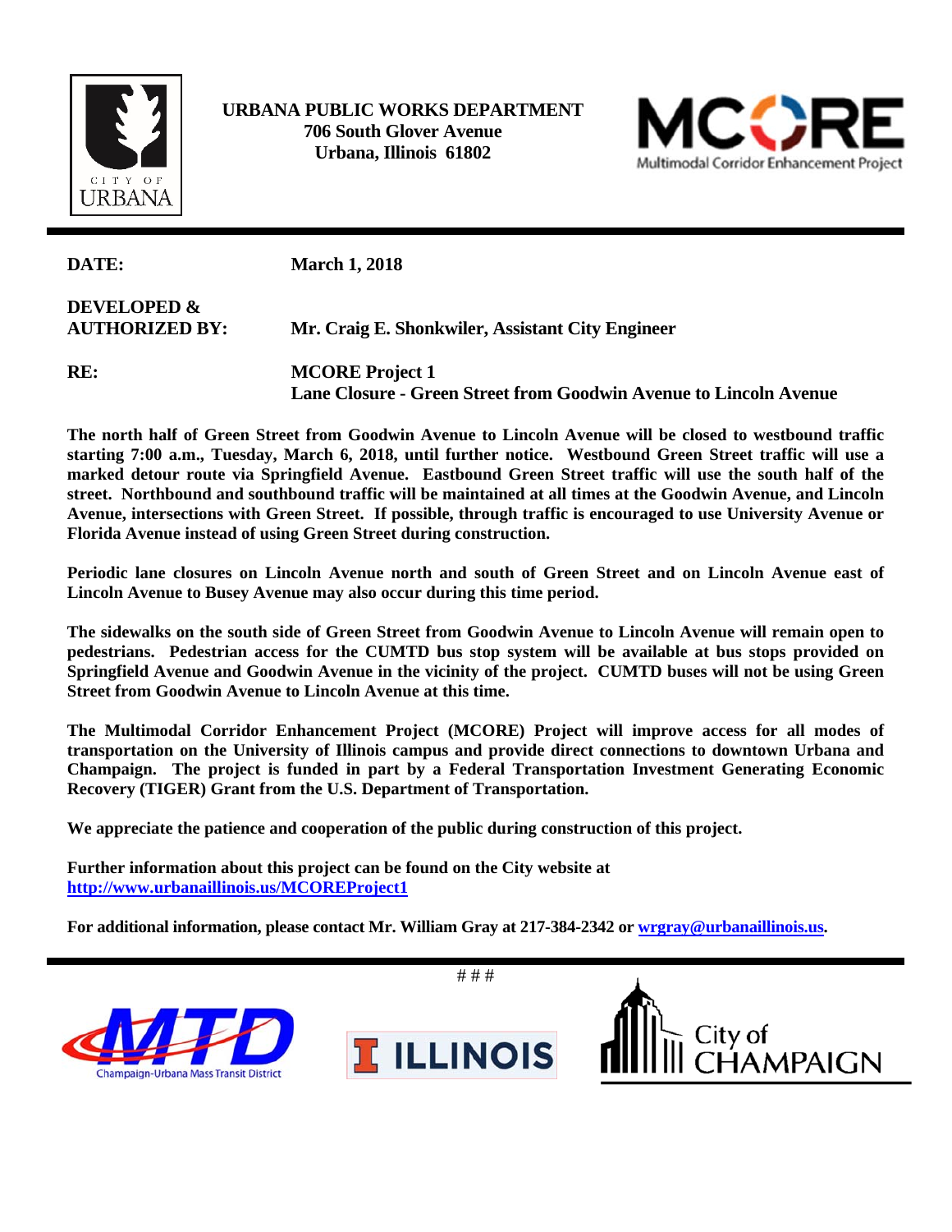**URBANA PUBLIC WORKS DEPARTMENT**
**706 South Glover Avenue**
**Urbana, Illinois 61802**

| | |
|---|---|
| **DATE:** | **March 1, 2018** |
| **DEVELOPED & AUTHORIZED BY:** | **Mr. Craig E. Shonkwiler, Assistant City Engineer** |
| **RE:** | **MCORE Project 1**<br>**Lane Closure - Green Street from Goodwin Avenue to Lincoln Avenue** |

**The north half of Green Street from Goodwin Avenue to Lincoln Avenue will be closed to westbound traffic starting 7:00 a.m., Tuesday, March 6, 2018, until further notice. Westbound Green Street traffic will use a marked detour route via Springfield Avenue. Eastbound Green Street traffic will use the south half of the street. Northbound and southbound traffic will be maintained at all times at the Goodwin Avenue, and Lincoln Avenue, intersections with Green Street. If possible, through traffic is encouraged to use University Avenue or Florida Avenue instead of using Green Street during construction.**

**Periodic lane closures on Lincoln Avenue north and south of Green Street and on Lincoln Avenue east of Lincoln Avenue to Busey Avenue may also occur during this time period.**

**The sidewalks on the south side of Green Street from Goodwin Avenue to Lincoln Avenue will remain open to pedestrians. Pedestrian access for the CUMTD bus stop system will be available at bus stops provided on Springfield Avenue and Goodwin Avenue in the vicinity of the project. CUMTD buses will not be using Green Street from Goodwin Avenue to Lincoln Avenue at this time.**

**The Multimodal Corridor Enhancement Project (MCORE) Project will improve access for all modes of transportation on the University of Illinois campus and provide direct connections to downtown Urbana and Champaign. The project is funded in part by a Federal Transportation Investment Generating Economic Recovery (TIGER) Grant from the U.S. Department of Transportation.**

**We appreciate the patience and cooperation of the public during construction of this project.**

**Further information about this project can be found on the City website at [http://www.urbanaillinois.us/MCOREProject1](http://www.urbanaillinois.us/MCOREProject1)**

**For additional information, please contact Mr. William Gray at 217-384-2342 or [wrgray@urbanaillinois.us](mailto:wrgray@urbanaillinois.us).**

# # #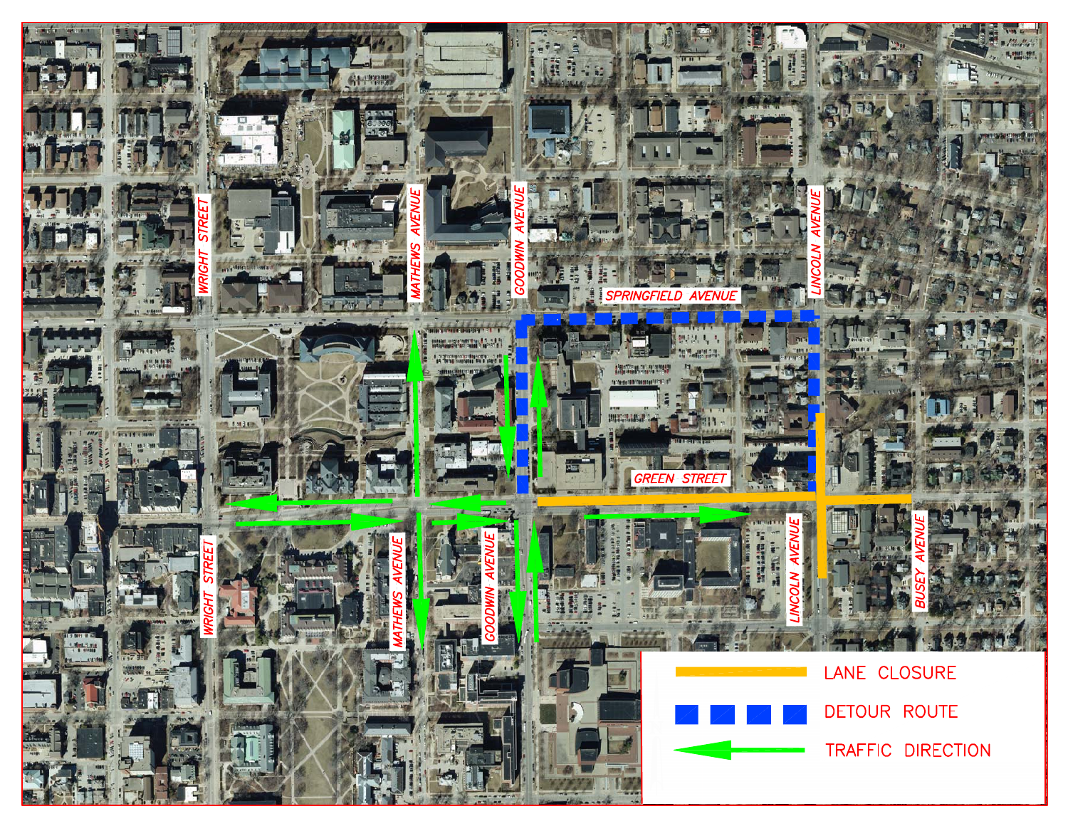WRIGHT STREET

MATHEWS AVENUE

GOODWIN AVENUE

LINCOLN AVENUE

SPRINGFIELD AVENUE

GREEN STREET

WRIGHT STREET

MATHEWS AVENUE

GOODWIN AVENUE

LINCOLN AVENUE

BUSEY AVENUE

LANE CLOSURE

DETOUR ROUTE

TRAFFIC DIRECTION